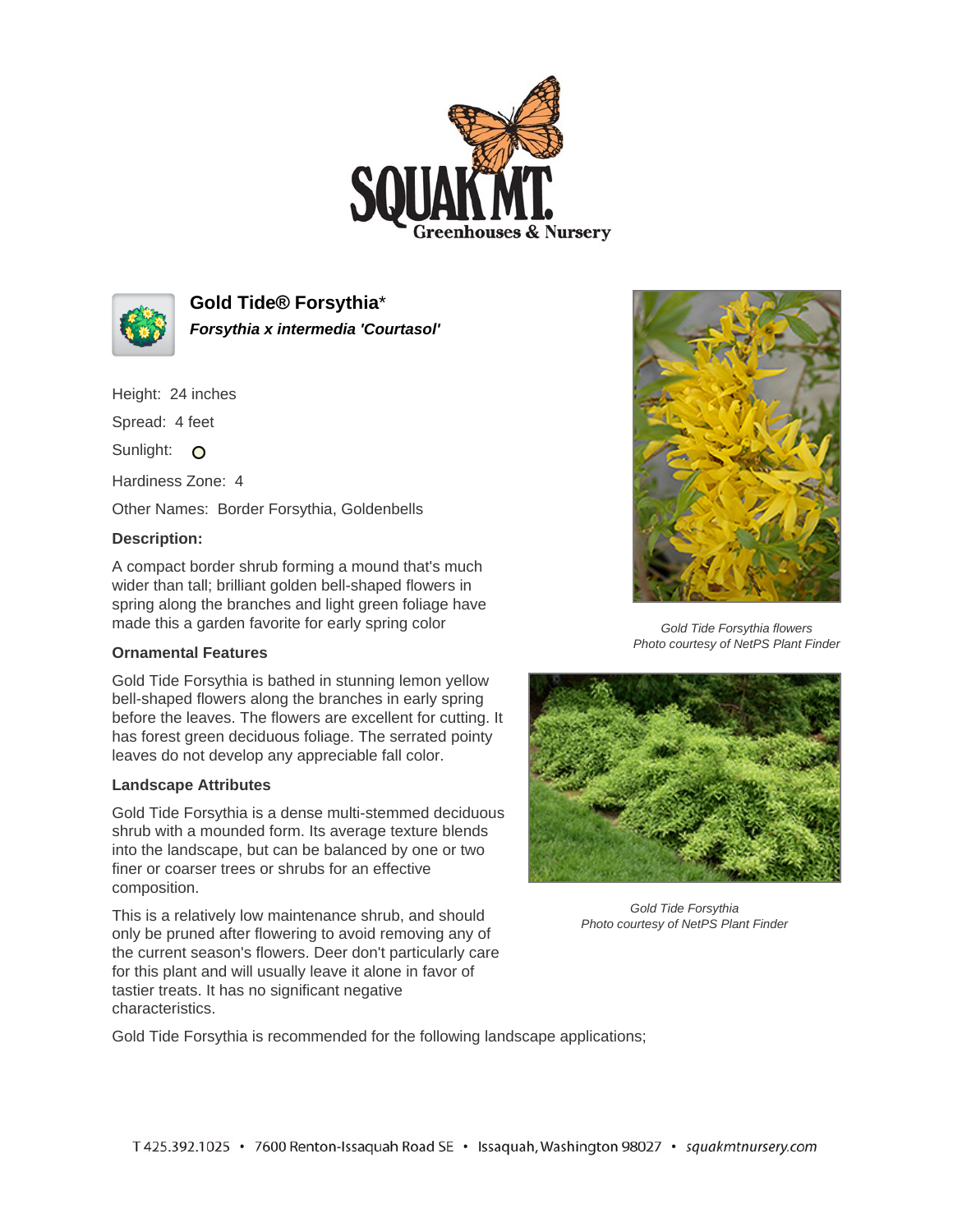# Gold Tide® Forsythia*

***Forsythia x intermedia 'Courtasol'***

Height: 24 inches

Spread: 4 feet

Sunlight: O

Hardiness Zone: 4

Other Names: Border Forsythia, Goldenbells

**Description:**

A compact border shrub forming a mound that's much wider than tall; brilliant golden bell-shaped flowers in spring along the branches and light green foliage have made this a garden favorite for early spring color

*Gold Tide Forsythia flowers*
*Photo courtesy of NetPS Plant Finder*

### Ornamental Features

Gold Tide Forsythia is bathed in stunning lemon yellow bell-shaped flowers along the branches in early spring before the leaves. The flowers are excellent for cutting. It has forest green deciduous foliage. The serrated pointy leaves do not develop any appreciable fall color.

### Landscape Attributes

Gold Tide Forsythia is a dense multi-stemmed deciduous shrub with a mounded form. Its average texture blends into the landscape, but can be balanced by one or two finer or coarser trees or shrubs for an effective composition.

This is a relatively low maintenance shrub, and should only be pruned after flowering to avoid removing any of the current season's flowers. Deer don't particularly care for this plant and will usually leave it alone in favor of tastier treats. It has no significant negative characteristics.

*Gold Tide Forsythia*
*Photo courtesy of NetPS Plant Finder*

Gold Tide Forsythia is recommended for the following landscape applications;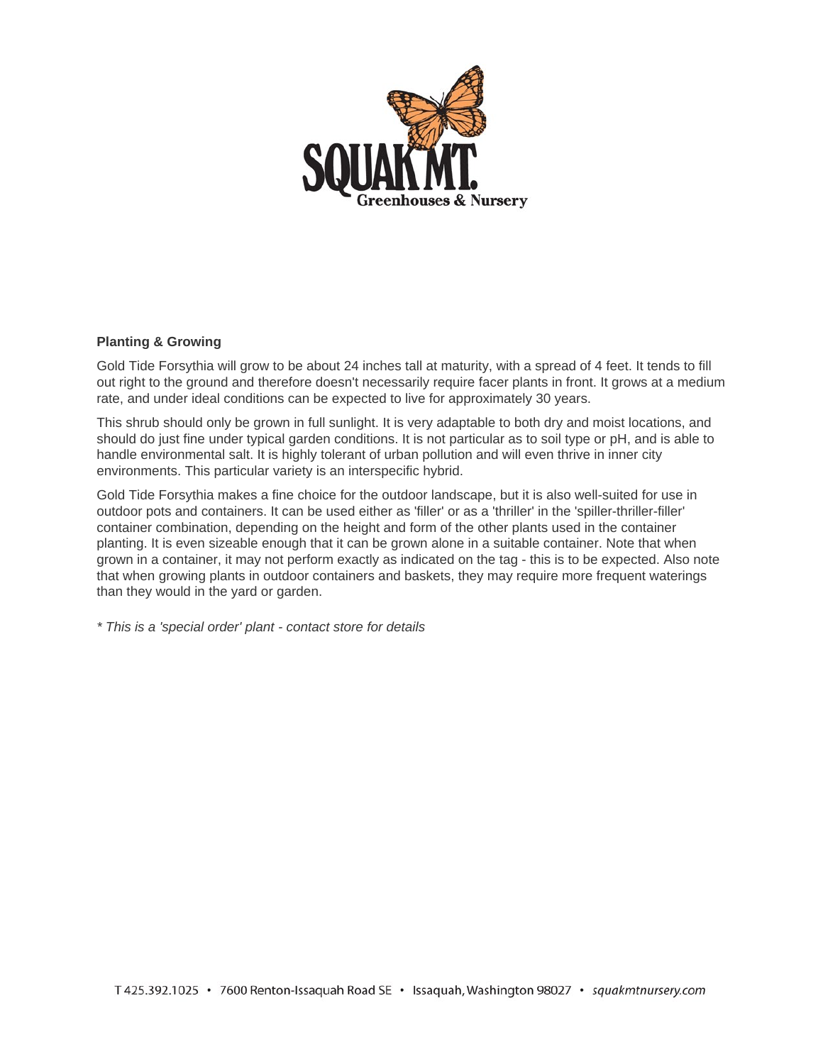**Planting & Growing**

Gold Tide Forsythia will grow to be about 24 inches tall at maturity, with a spread of 4 feet. It tends to fill out right to the ground and therefore doesn't necessarily require facer plants in front. It grows at a medium rate, and under ideal conditions can be expected to live for approximately 30 years.

This shrub should only be grown in full sunlight. It is very adaptable to both dry and moist locations, and should do just fine under typical garden conditions. It is not particular as to soil type or pH, and is able to handle environmental salt. It is highly tolerant of urban pollution and will even thrive in inner city environments. This particular variety is an interspecific hybrid.

Gold Tide Forsythia makes a fine choice for the outdoor landscape, but it is also well-suited for use in outdoor pots and containers. It can be used either as 'filler' or as a 'thriller' in the 'spiller-thriller-filler' container combination, depending on the height and form of the other plants used in the container planting. It is even sizeable enough that it can be grown alone in a suitable container. Note that when grown in a container, it may not perform exactly as indicated on the tag - this is to be expected. Also note that when growing plants in outdoor containers and baskets, they may require more frequent waterings than they would in the yard or garden.

*\* This is a 'special order' plant - contact store for details*